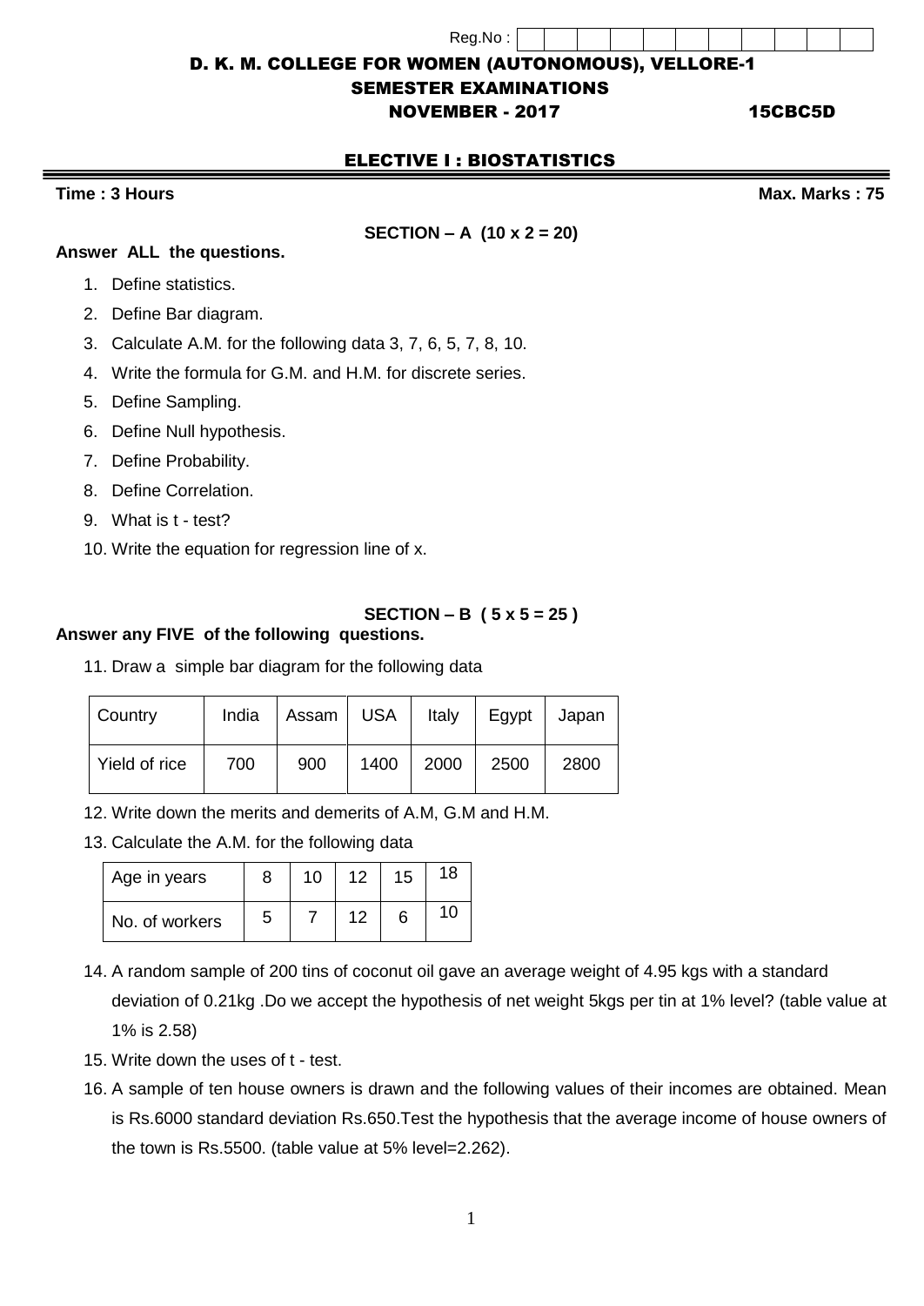Reg.No :

# D. K. M. COLLEGE FOR WOMEN (AUTONOMOUS), VELLORE-1

## SEMESTER EXAMINATIONS

## NOVEMBER - 2017 15CBC5D

## ELECTIVE I : BIOSTATISTICS

**Time : 3 Hours** **Max. Marks : 75**

### SECTION – A (10 x 2 = 20)

**Answer ALL the questions.**

1. Define statistics.
2. Define Bar diagram.
3. Calculate A.M. for the following data 3, 7, 6, 5, 7, 8, 10.
4. Write the formula for G.M. and H.M. for discrete series.
5. Define Sampling.
6. Define Null hypothesis.
7. Define Probability.
8. Define Correlation.
9. What is t - test?
10. Write the equation for regression line of x.

### SECTION – B ( 5 x 5 = 25 )

**Answer any FIVE of the following questions.**

11. Draw a simple bar diagram for the following data

| Country | India | Assam | USA | Italy | Egypt | Japan |
|---|---|---|---|---|---|---|
| Yield of rice | 700 | 900 | 1400 | 2000 | 2500 | 2800 |

12. Write down the merits and demerits of A.M, G.M and H.M.
13. Calculate the A.M. for the following data

| Age in years | 8 | 10 | 12 | 15 | 18 |
|---|---|---|---|---|---|
| No. of workers | 5 | 7 | 12 | 6 | 10 |

14. A random sample of 200 tins of coconut oil gave an average weight of 4.95 kgs with a standard deviation of 0.21kg .Do we accept the hypothesis of net weight 5kgs per tin at 1% level? (table value at 1% is 2.58)
15. Write down the uses of t - test.
16. A sample of ten house owners is drawn and the following values of their incomes are obtained. Mean is Rs.6000 standard deviation Rs.650.Test the hypothesis that the average income of house owners of the town is Rs.5500. (table value at 5% level=2.262).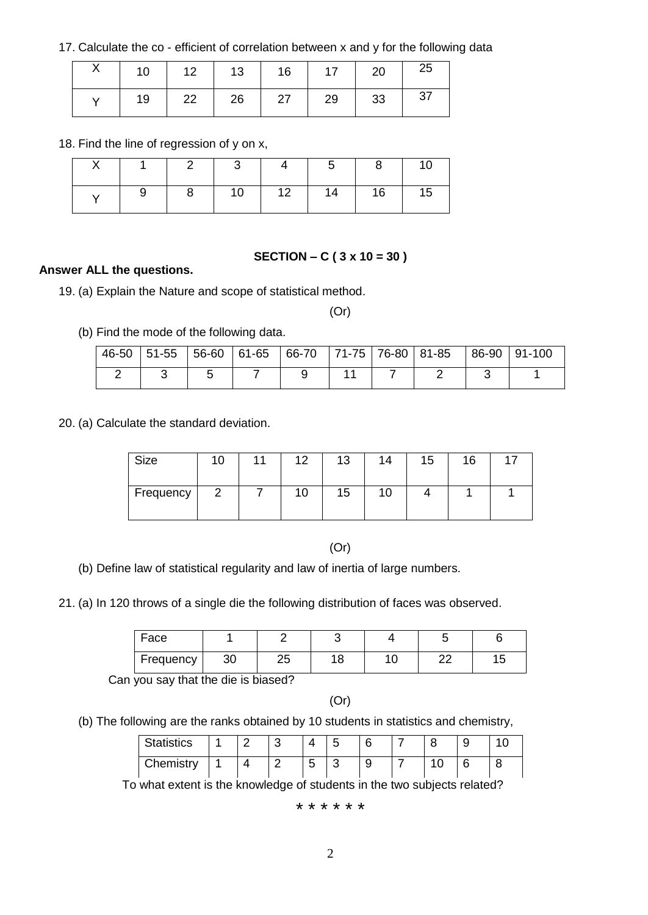17. Calculate the co - efficient of correlation between x and y for the following data

| | | | | | | | |
|---|---|---|---|---|---|---|---|
| X | 10 | 12 | 13 | 16 | 17 | 20 | 25 |
| Y | 19 | 22 | 26 | 27 | 29 | 33 | 37 |

18. Find the line of regression of y on x,

| | | | | | | | |
|---|---|---|---|---|---|---|---|
| X | 1 | 2 | 3 | 4 | 5 | 8 | 10 |
| Y | 9 | 8 | 10 | 12 | 14 | 16 | 15 |

**SECTION – C ( 3 x 10 = 30 )**

**Answer ALL the questions.**

19. (a) Explain the Nature and scope of statistical method.

(Or)

(b) Find the mode of the following data.

| 46-50 | 51-55 | 56-60 | 61-65 | 66-70 | 71-75 | 76-80 | 81-85 | 86-90 | 91-100 |
|---|---|---|---|---|---|---|---|---|---|
| 2 | 3 | 5 | 7 | 9 | 11 | 7 | 2 | 3 | 1 |

20. (a) Calculate the standard deviation.

| Size | 10 | 11 | 12 | 13 | 14 | 15 | 16 | 17 |
|---|---|---|---|---|---|---|---|---|
| Frequency | 2 | 7 | 10 | 15 | 10 | 4 | 1 | 1 |

(Or)

(b) Define law of statistical regularity and law of inertia of large numbers.

21. (a) In 120 throws of a single die the following distribution of faces was observed.

| Face | 1 | 2 | 3 | 4 | 5 | 6 |
|---|---|---|---|---|---|---|
| Frequency | 30 | 25 | 18 | 10 | 22 | 15 |

Can you say that the die is biased?

(Or)

(b) The following are the ranks obtained by 10 students in statistics and chemistry,

| | | | | | | | | | | |
|---|---|---|---|---|---|---|---|---|---|---|
| Statistics | 1 | 2 | 3 | 4 | 5 | 6 | 7 | 8 | 9 | 10 |
| Chemistry | 1 | 4 | 2 | 5 | 3 | 9 | 7 | 10 | 6 | 8 |

To what extent is the knowledge of students in the two subjects related?

* * * * * *